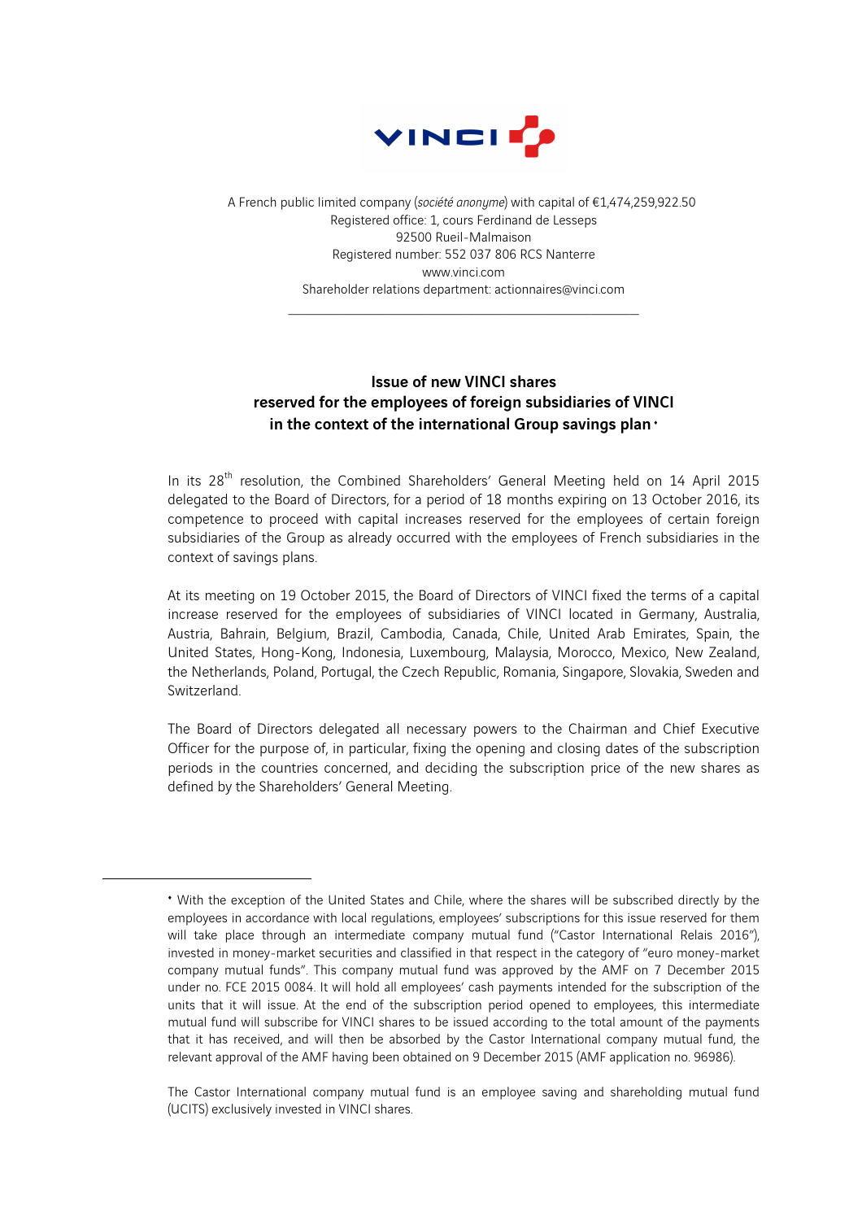A French public limited company (*société anonyme*) with capital of €1,474,259,922.50
Registered office: 1, cours Ferdinand de Lesseps
92500 Rueil-Malmaison
Registered number: 552 037 806 RCS Nanterre
www.vinci.com
Shareholder relations department: actionnaires@vinci.com

---

## Issue of new VINCI shares reserved for the employees of foreign subsidiaries of VINCI in the context of the international Group savings plan[•]

In its 28th resolution, the Combined Shareholders' General Meeting held on 14 April 2015 delegated to the Board of Directors, for a period of 18 months expiring on 13 October 2016, its competence to proceed with capital increases reserved for the employees of certain foreign subsidiaries of the Group as already occurred with the employees of French subsidiaries in the context of savings plans.

At its meeting on 19 October 2015, the Board of Directors of VINCI fixed the terms of a capital increase reserved for the employees of subsidiaries of VINCI located in Germany, Australia, Austria, Bahrain, Belgium, Brazil, Cambodia, Canada, Chile, United Arab Emirates, Spain, the United States, Hong-Kong, Indonesia, Luxembourg, Malaysia, Morocco, Mexico, New Zealand, the Netherlands, Poland, Portugal, the Czech Republic, Romania, Singapore, Slovakia, Sweden and Switzerland.

The Board of Directors delegated all necessary powers to the Chairman and Chief Executive Officer for the purpose of, in particular, fixing the opening and closing dates of the subscription periods in the countries concerned, and deciding the subscription price of the new shares as defined by the Shareholders' General Meeting.

---

[•] With the exception of the United States and Chile, where the shares will be subscribed directly by the employees in accordance with local regulations, employees' subscriptions for this issue reserved for them will take place through an intermediate company mutual fund ("Castor International Relais 2016"), invested in money-market securities and classified in that respect in the category of "euro money-market company mutual funds". This company mutual fund was approved by the AMF on 7 December 2015 under no. FCE 2015 0084. It will hold all employees' cash payments intended for the subscription of the units that it will issue. At the end of the subscription period opened to employees, this intermediate mutual fund will subscribe for VINCI shares to be issued according to the total amount of the payments that it has received, and will then be absorbed by the Castor International company mutual fund, the relevant approval of the AMF having been obtained on 9 December 2015 (AMF application no. 96986).

The Castor International company mutual fund is an employee saving and shareholding mutual fund (UCITS) exclusively invested in VINCI shares.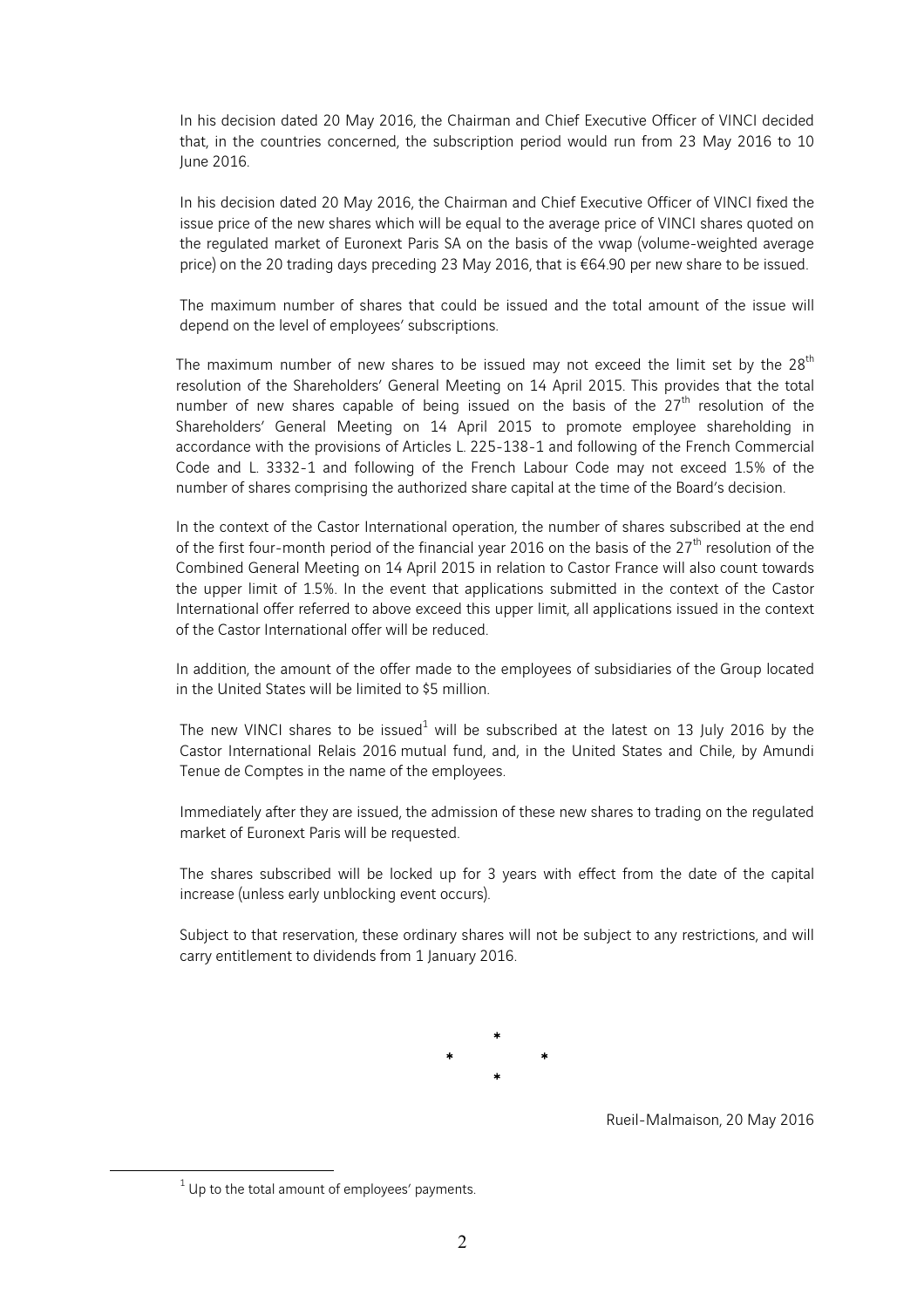In his decision dated 20 May 2016, the Chairman and Chief Executive Officer of VINCI decided that, in the countries concerned, the subscription period would run from 23 May 2016 to 10 June 2016.

In his decision dated 20 May 2016, the Chairman and Chief Executive Officer of VINCI fixed the issue price of the new shares which will be equal to the average price of VINCI shares quoted on the regulated market of Euronext Paris SA on the basis of the vwap (volume-weighted average price) on the 20 trading days preceding 23 May 2016, that is €64.90 per new share to be issued.

The maximum number of shares that could be issued and the total amount of the issue will depend on the level of employees' subscriptions.

The maximum number of new shares to be issued may not exceed the limit set by the 28th resolution of the Shareholders' General Meeting on 14 April 2015. This provides that the total number of new shares capable of being issued on the basis of the 27th resolution of the Shareholders' General Meeting on 14 April 2015 to promote employee shareholding in accordance with the provisions of Articles L. 225-138-1 and following of the French Commercial Code and L. 3332-1 and following of the French Labour Code may not exceed 1.5% of the number of shares comprising the authorized share capital at the time of the Board's decision.

In the context of the Castor International operation, the number of shares subscribed at the end of the first four-month period of the financial year 2016 on the basis of the 27th resolution of the Combined General Meeting on 14 April 2015 in relation to Castor France will also count towards the upper limit of 1.5%. In the event that applications submitted in the context of the Castor International offer referred to above exceed this upper limit, all applications issued in the context of the Castor International offer will be reduced.

In addition, the amount of the offer made to the employees of subsidiaries of the Group located in the United States will be limited to $5 million.

The new VINCI shares to be issued[1] will be subscribed at the latest on 13 July 2016 by the Castor International Relais 2016 mutual fund, and, in the United States and Chile, by Amundi Tenue de Comptes in the name of the employees.

Immediately after they are issued, the admission of these new shares to trading on the regulated market of Euronext Paris will be requested.

The shares subscribed will be locked up for 3 years with effect from the date of the capital increase (unless early unblocking event occurs).

Subject to that reservation, these ordinary shares will not be subject to any restrictions, and will carry entitlement to dividends from 1 January 2016.

*

\*    *

*

Rueil-Malmaison, 20 May 2016

[1] Up to the total amount of employees' payments.